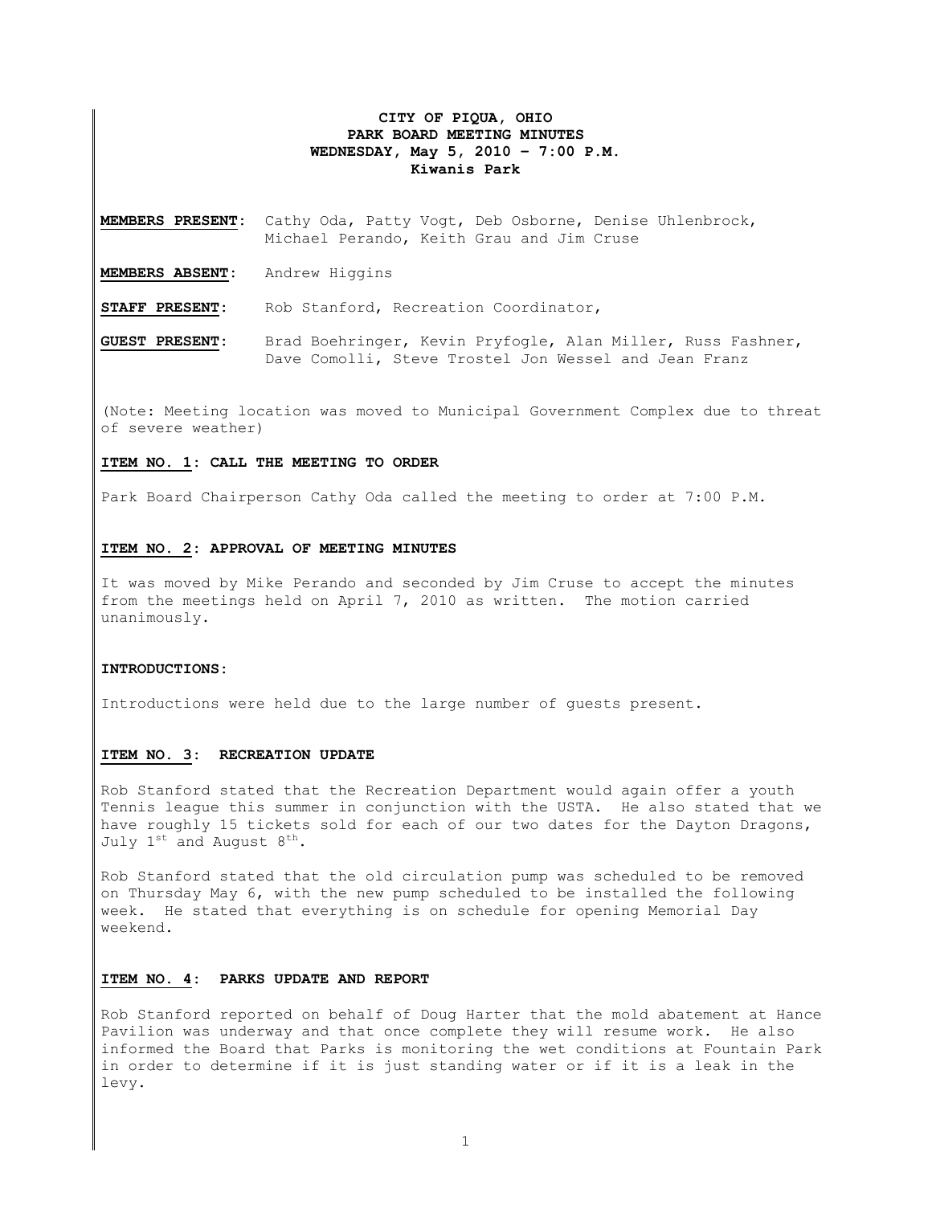# CITY OF PIQUA, OHIO
## PARK BOARD MEETING MINUTES
### WEDNESDAY, May 5, 2010 – 7:00 P.M.
### Kiwanis Park

**MEMBERS PRESENT:** Cathy Oda, Patty Vogt, Deb Osborne, Denise Uhlenbrock, Michael Perando, Keith Grau and Jim Cruse

**MEMBERS ABSENT:** Andrew Higgins

**STAFF PRESENT:** Rob Stanford, Recreation Coordinator,

**GUEST PRESENT:** Brad Boehringer, Kevin Pryfogle, Alan Miller, Russ Fashner, Dave Comolli, Steve Trostel Jon Wessel and Jean Franz

(Note: Meeting location was moved to Municipal Government Complex due to threat of severe weather)

**ITEM NO. 1: CALL THE MEETING TO ORDER**

Park Board Chairperson Cathy Oda called the meeting to order at 7:00 P.M.

**ITEM NO. 2: APPROVAL OF MEETING MINUTES**

It was moved by Mike Perando and seconded by Jim Cruse to accept the minutes from the meetings held on April 7, 2010 as written. The motion carried unanimously.

**INTRODUCTIONS:**

Introductions were held due to the large number of guests present.

**ITEM NO. 3: RECREATION UPDATE**

Rob Stanford stated that the Recreation Department would again offer a youth Tennis league this summer in conjunction with the USTA. He also stated that we have roughly 15 tickets sold for each of our two dates for the Dayton Dragons, July 1st and August 8th.

Rob Stanford stated that the old circulation pump was scheduled to be removed on Thursday May 6, with the new pump scheduled to be installed the following week. He stated that everything is on schedule for opening Memorial Day weekend.

**ITEM NO. 4: PARKS UPDATE AND REPORT**

Rob Stanford reported on behalf of Doug Harter that the mold abatement at Hance Pavilion was underway and that once complete they will resume work. He also informed the Board that Parks is monitoring the wet conditions at Fountain Park in order to determine if it is just standing water or if it is a leak in the levy.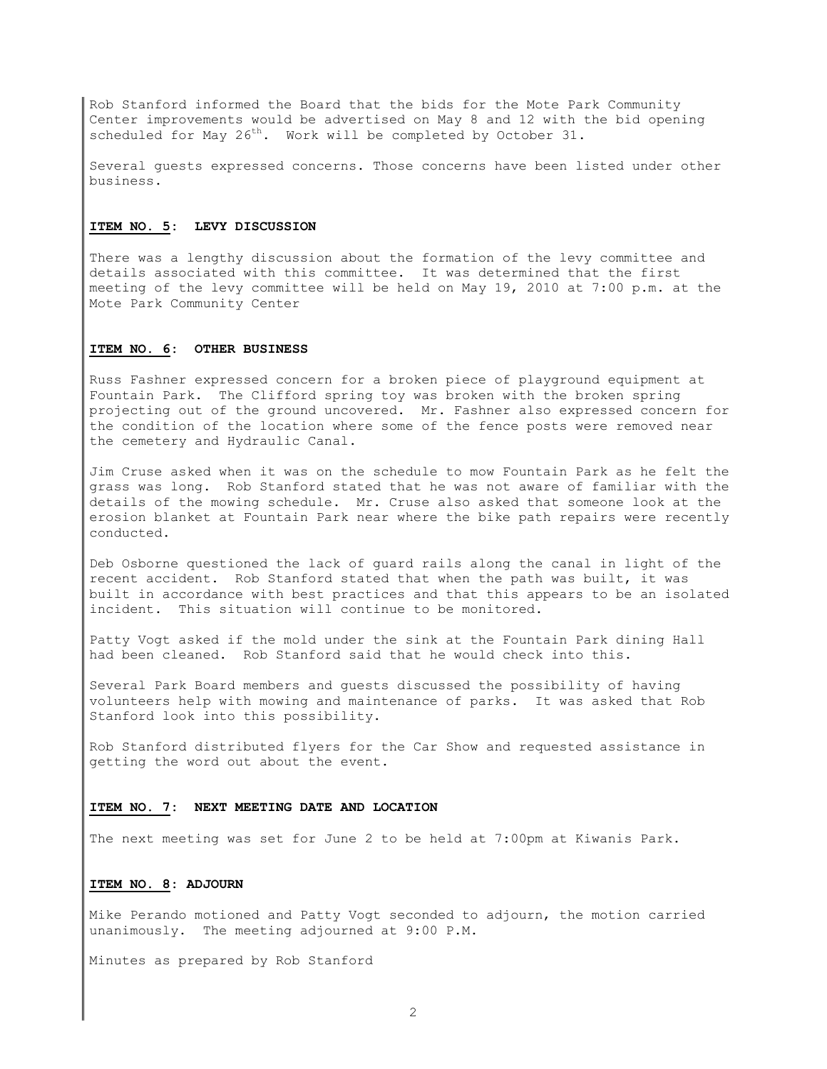Rob Stanford informed the Board that the bids for the Mote Park Community Center improvements would be advertised on May 8 and 12 with the bid opening scheduled for May 26th. Work will be completed by October 31.

Several guests expressed concerns. Those concerns have been listed under other business.

**ITEM NO. 5: LEVY DISCUSSION**

There was a lengthy discussion about the formation of the levy committee and details associated with this committee. It was determined that the first meeting of the levy committee will be held on May 19, 2010 at 7:00 p.m. at the Mote Park Community Center

**ITEM NO. 6: OTHER BUSINESS**

Russ Fashner expressed concern for a broken piece of playground equipment at Fountain Park. The Clifford spring toy was broken with the broken spring projecting out of the ground uncovered. Mr. Fashner also expressed concern for the condition of the location where some of the fence posts were removed near the cemetery and Hydraulic Canal.

Jim Cruse asked when it was on the schedule to mow Fountain Park as he felt the grass was long. Rob Stanford stated that he was not aware of familiar with the details of the mowing schedule. Mr. Cruse also asked that someone look at the erosion blanket at Fountain Park near where the bike path repairs were recently conducted.

Deb Osborne questioned the lack of guard rails along the canal in light of the recent accident. Rob Stanford stated that when the path was built, it was built in accordance with best practices and that this appears to be an isolated incident. This situation will continue to be monitored.

Patty Vogt asked if the mold under the sink at the Fountain Park dining Hall had been cleaned. Rob Stanford said that he would check into this.

Several Park Board members and guests discussed the possibility of having volunteers help with mowing and maintenance of parks. It was asked that Rob Stanford look into this possibility.

Rob Stanford distributed flyers for the Car Show and requested assistance in getting the word out about the event.

**ITEM NO. 7: NEXT MEETING DATE AND LOCATION**

The next meeting was set for June 2 to be held at 7:00pm at Kiwanis Park.

**ITEM NO. 8: ADJOURN**

Mike Perando motioned and Patty Vogt seconded to adjourn, the motion carried unanimously. The meeting adjourned at 9:00 P.M.

Minutes as prepared by Rob Stanford